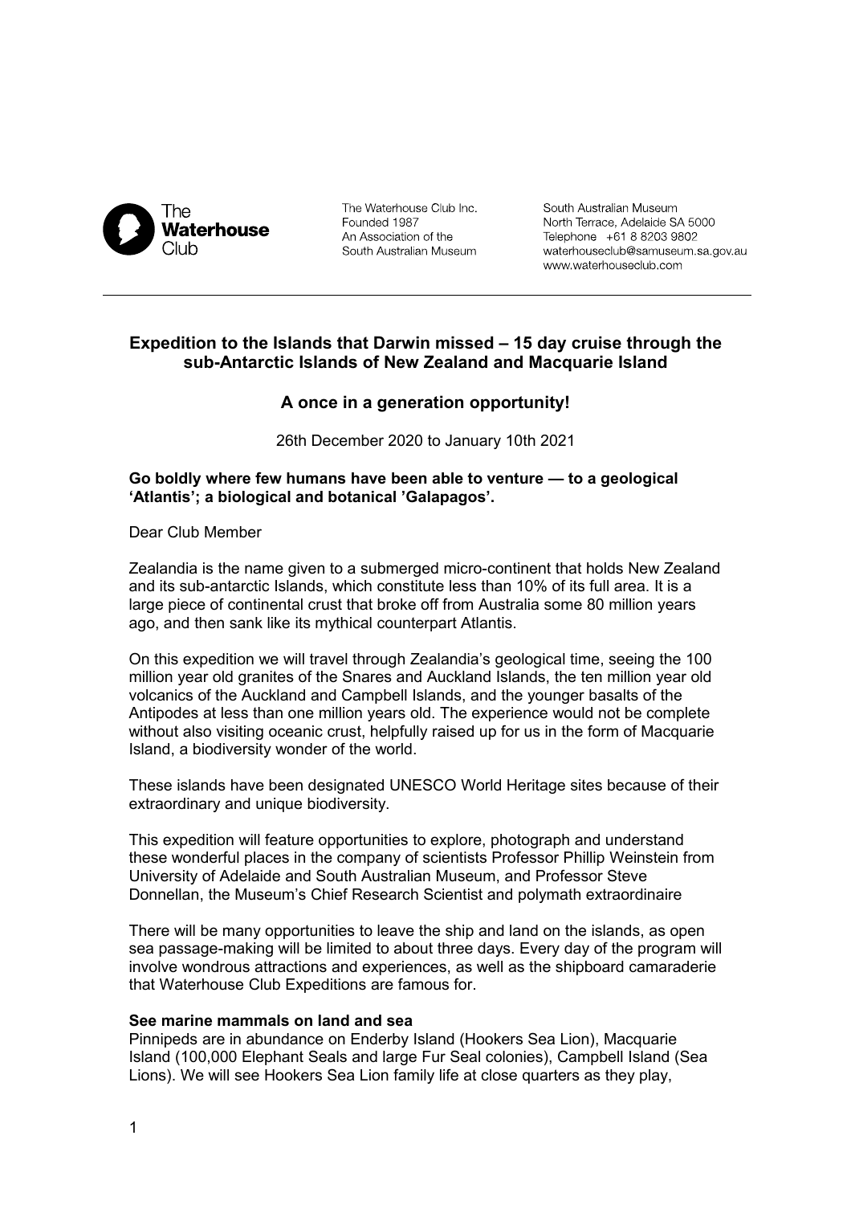The Waterhouse Club

The Waterhouse Club Inc.
Founded 1987
An Association of the
South Australian Museum

South Australian Museum
North Terrace, Adelaide SA 5000
Telephone +61 8 8203 9802
waterhouseclub@samuseum.sa.gov.au
www.waterhouseclub.com

---

## Expedition to the Islands that Darwin missed – 15 day cruise through the sub-Antarctic Islands of New Zealand and Macquarie Island

## A once in a generation opportunity!

26th December 2020 to January 10th 2021

**Go boldly where few humans have been able to venture — to a geological 'Atlantis'; a biological and botanical 'Galapagos'.**

Dear Club Member

Zealandia is the name given to a submerged micro-continent that holds New Zealand and its sub-antarctic Islands, which constitute less than 10% of its full area. It is a large piece of continental crust that broke off from Australia some 80 million years ago, and then sank like its mythical counterpart Atlantis.

On this expedition we will travel through Zealandia's geological time, seeing the 100 million year old granites of the Snares and Auckland Islands, the ten million year old volcanics of the Auckland and Campbell Islands, and the younger basalts of the Antipodes at less than one million years old. The experience would not be complete without also visiting oceanic crust, helpfully raised up for us in the form of Macquarie Island, a biodiversity wonder of the world.

These islands have been designated UNESCO World Heritage sites because of their extraordinary and unique biodiversity.

This expedition will feature opportunities to explore, photograph and understand these wonderful places in the company of scientists Professor Phillip Weinstein from University of Adelaide and South Australian Museum, and Professor Steve Donnellan, the Museum's Chief Research Scientist and polymath extraordinaire

There will be many opportunities to leave the ship and land on the islands, as open sea passage-making will be limited to about three days. Every day of the program will involve wondrous attractions and experiences, as well as the shipboard camaraderie that Waterhouse Club Expeditions are famous for.

**See marine mammals on land and sea**

Pinnipeds are in abundance on Enderby Island (Hookers Sea Lion), Macquarie Island (100,000 Elephant Seals and large Fur Seal colonies), Campbell Island (Sea Lions). We will see Hookers Sea Lion family life at close quarters as they play,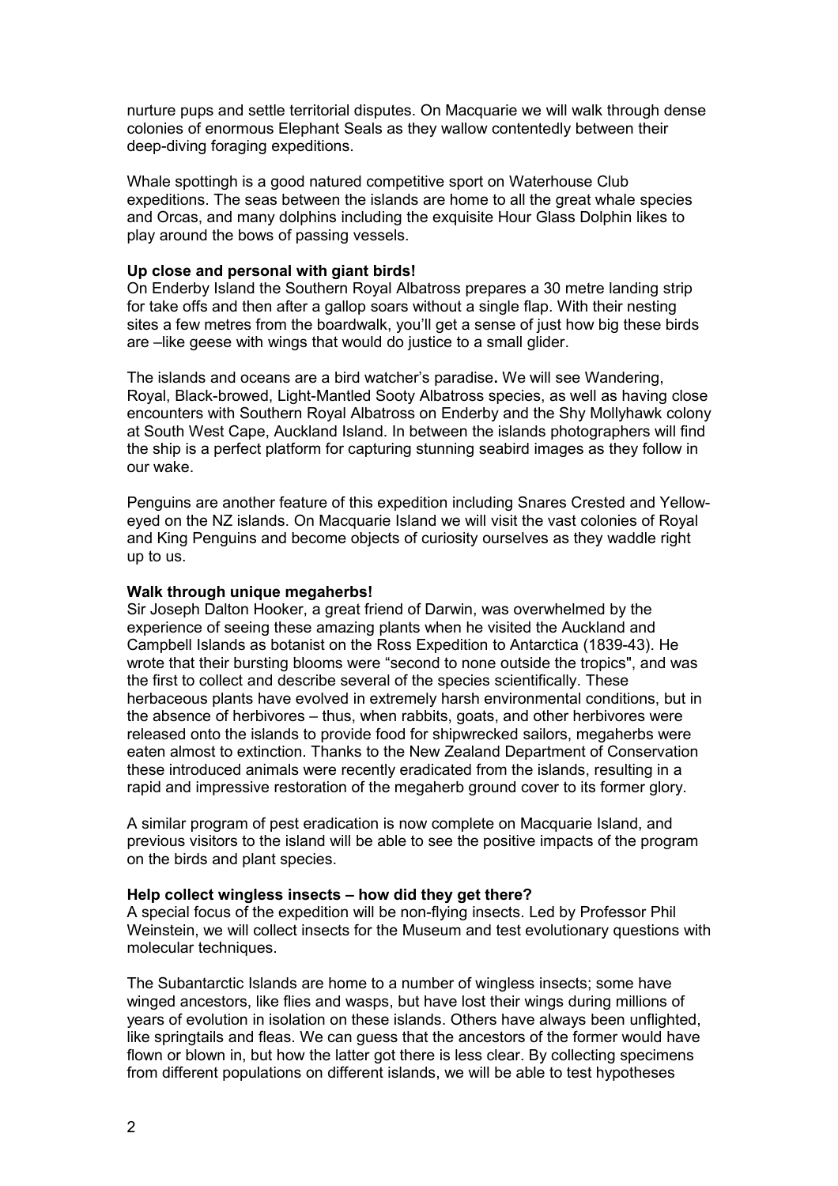nurture pups and settle territorial disputes. On Macquarie we will walk through dense colonies of enormous Elephant Seals as they wallow contentedly between their deep-diving foraging expeditions.

Whale spottingh is a good natured competitive sport on Waterhouse Club expeditions. The seas between the islands are home to all the great whale species and Orcas, and many dolphins including the exquisite Hour Glass Dolphin likes to play around the bows of passing vessels.

**Up close and personal with giant birds!**

On Enderby Island the Southern Royal Albatross prepares a 30 metre landing strip for take offs and then after a gallop soars without a single flap. With their nesting sites a few metres from the boardwalk, you'll get a sense of just how big these birds are –like geese with wings that would do justice to a small glider.

The islands and oceans are a bird watcher's paradise**.** We will see Wandering, Royal, Black-browed, Light-Mantled Sooty Albatross species, as well as having close encounters with Southern Royal Albatross on Enderby and the Shy Mollyhawk colony at South West Cape, Auckland Island. In between the islands photographers will find the ship is a perfect platform for capturing stunning seabird images as they follow in our wake.

Penguins are another feature of this expedition including Snares Crested and Yellow-eyed on the NZ islands. On Macquarie Island we will visit the vast colonies of Royal and King Penguins and become objects of curiosity ourselves as they waddle right up to us.

**Walk through unique megaherbs!**

Sir Joseph Dalton Hooker, a great friend of Darwin, was overwhelmed by the experience of seeing these amazing plants when he visited the Auckland and Campbell Islands as botanist on the Ross Expedition to Antarctica (1839-43). He wrote that their bursting blooms were "second to none outside the tropics", and was the first to collect and describe several of the species scientifically. These herbaceous plants have evolved in extremely harsh environmental conditions, but in the absence of herbivores – thus, when rabbits, goats, and other herbivores were released onto the islands to provide food for shipwrecked sailors, megaherbs were eaten almost to extinction. Thanks to the New Zealand Department of Conservation these introduced animals were recently eradicated from the islands, resulting in a rapid and impressive restoration of the megaherb ground cover to its former glory.

A similar program of pest eradication is now complete on Macquarie Island, and previous visitors to the island will be able to see the positive impacts of the program on the birds and plant species.

**Help collect wingless insects – how did they get there?**

A special focus of the expedition will be non-flying insects. Led by Professor Phil Weinstein, we will collect insects for the Museum and test evolutionary questions with molecular techniques.

The Subantarctic Islands are home to a number of wingless insects; some have winged ancestors, like flies and wasps, but have lost their wings during millions of years of evolution in isolation on these islands. Others have always been unflighted, like springtails and fleas. We can guess that the ancestors of the former would have flown or blown in, but how the latter got there is less clear. By collecting specimens from different populations on different islands, we will be able to test hypotheses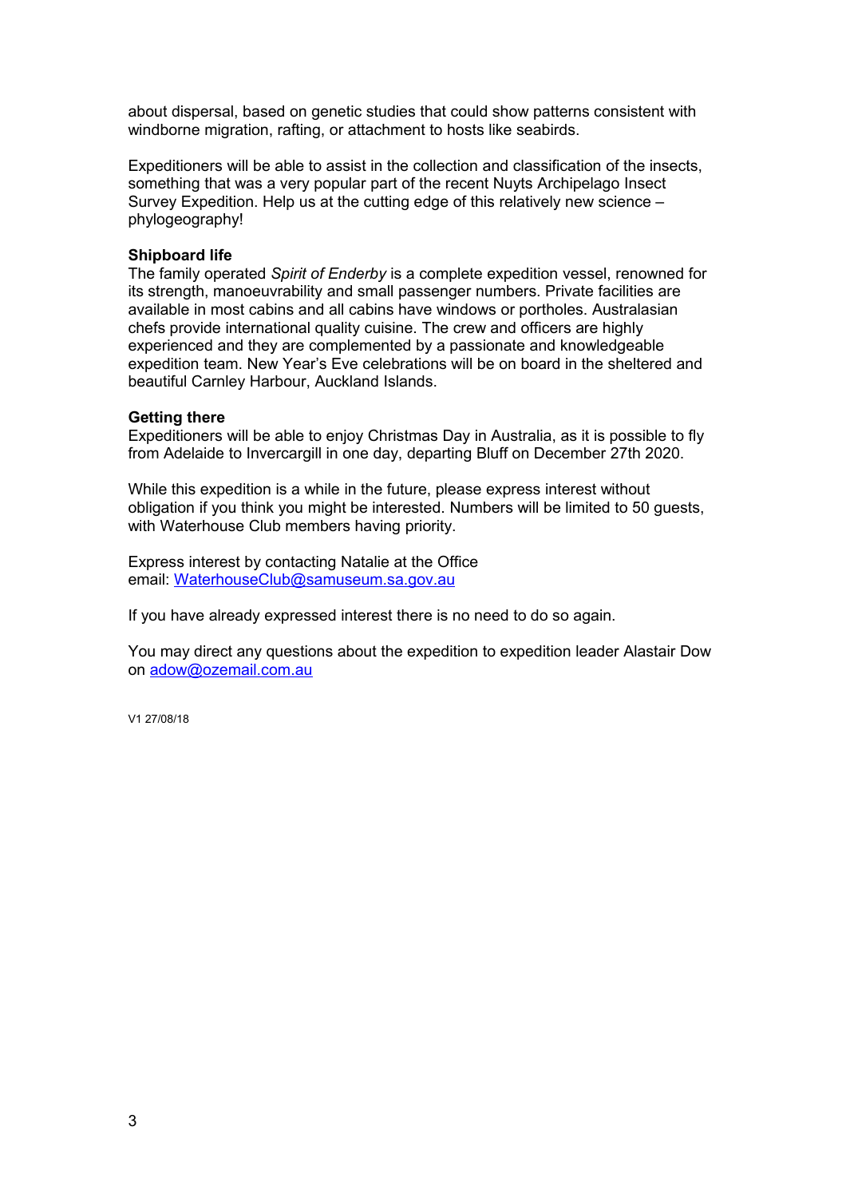about dispersal, based on genetic studies that could show patterns consistent with windborne migration, rafting, or attachment to hosts like seabirds.

Expeditioners will be able to assist in the collection and classification of the insects, something that was a very popular part of the recent Nuyts Archipelago Insect Survey Expedition. Help us at the cutting edge of this relatively new science – phylogeography!

**Shipboard life**

The family operated *Spirit of Enderby* is a complete expedition vessel, renowned for its strength, manoeuvrability and small passenger numbers. Private facilities are available in most cabins and all cabins have windows or portholes. Australasian chefs provide international quality cuisine. The crew and officers are highly experienced and they are complemented by a passionate and knowledgeable expedition team. New Year's Eve celebrations will be on board in the sheltered and beautiful Carnley Harbour, Auckland Islands.

**Getting there**

Expeditioners will be able to enjoy Christmas Day in Australia, as it is possible to fly from Adelaide to Invercargill in one day, departing Bluff on December 27th 2020.

While this expedition is a while in the future, please express interest without obligation if you think you might be interested. Numbers will be limited to 50 guests, with Waterhouse Club members having priority.

Express interest by contacting Natalie at the Office
email: WaterhouseClub@samuseum.sa.gov.au

If you have already expressed interest there is no need to do so again.

You may direct any questions about the expedition to expedition leader Alastair Dow on adow@ozemail.com.au

V1 27/08/18